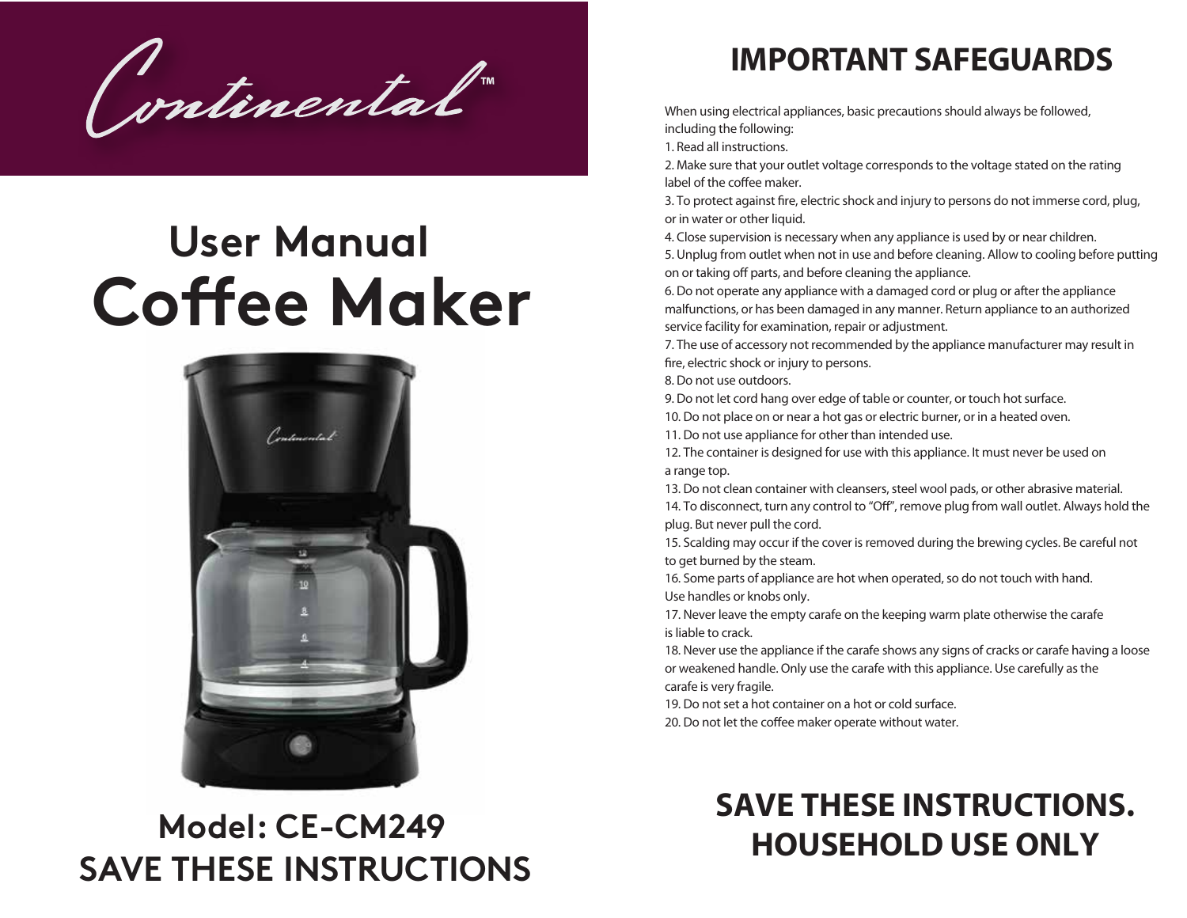# Continental™

## User Manual
# Coffee Maker

**Model: CE-CM249**

**SAVE THESE INSTRUCTIONS**

# IMPORTANT SAFEGUARDS

When using electrical appliances, basic precautions should always be followed, including the following:

1. Read all instructions.
2. Make sure that your outlet voltage corresponds to the voltage stated on the rating label of the coffee maker.
3. To protect against fire, electric shock and injury to persons do not immerse cord, plug, or in water or other liquid.
4. Close supervision is necessary when any appliance is used by or near children.
5. Unplug from outlet when not in use and before cleaning. Allow to cooling before putting on or taking off parts, and before cleaning the appliance.
6. Do not operate any appliance with a damaged cord or plug or after the appliance malfunctions, or has been damaged in any manner. Return appliance to an authorized service facility for examination, repair or adjustment.
7. The use of accessory not recommended by the appliance manufacturer may result in fire, electric shock or injury to persons.
8. Do not use outdoors.
9. Do not let cord hang over edge of table or counter, or touch hot surface.
10. Do not place on or near a hot gas or electric burner, or in a heated oven.
11. Do not use appliance for other than intended use.
12. The container is designed for use with this appliance. It must never be used on a range top.
13. Do not clean container with cleansers, steel wool pads, or other abrasive material.
14. To disconnect, turn any control to "Off", remove plug from wall outlet. Always hold the plug. But never pull the cord.
15. Scalding may occur if the cover is removed during the brewing cycles. Be careful not to get burned by the steam.
16. Some parts of appliance are hot when operated, so do not touch with hand. Use handles or knobs only.
17. Never leave the empty carafe on the keeping warm plate otherwise the carafe is liable to crack.
18. Never use the appliance if the carafe shows any signs of cracks or carafe having a loose or weakened handle. Only use the carafe with this appliance. Use carefully as the carafe is very fragile.
19. Do not set a hot container on a hot or cold surface.
20. Do not let the coffee maker operate without water.

**SAVE THESE INSTRUCTIONS.**
**HOUSEHOLD USE ONLY**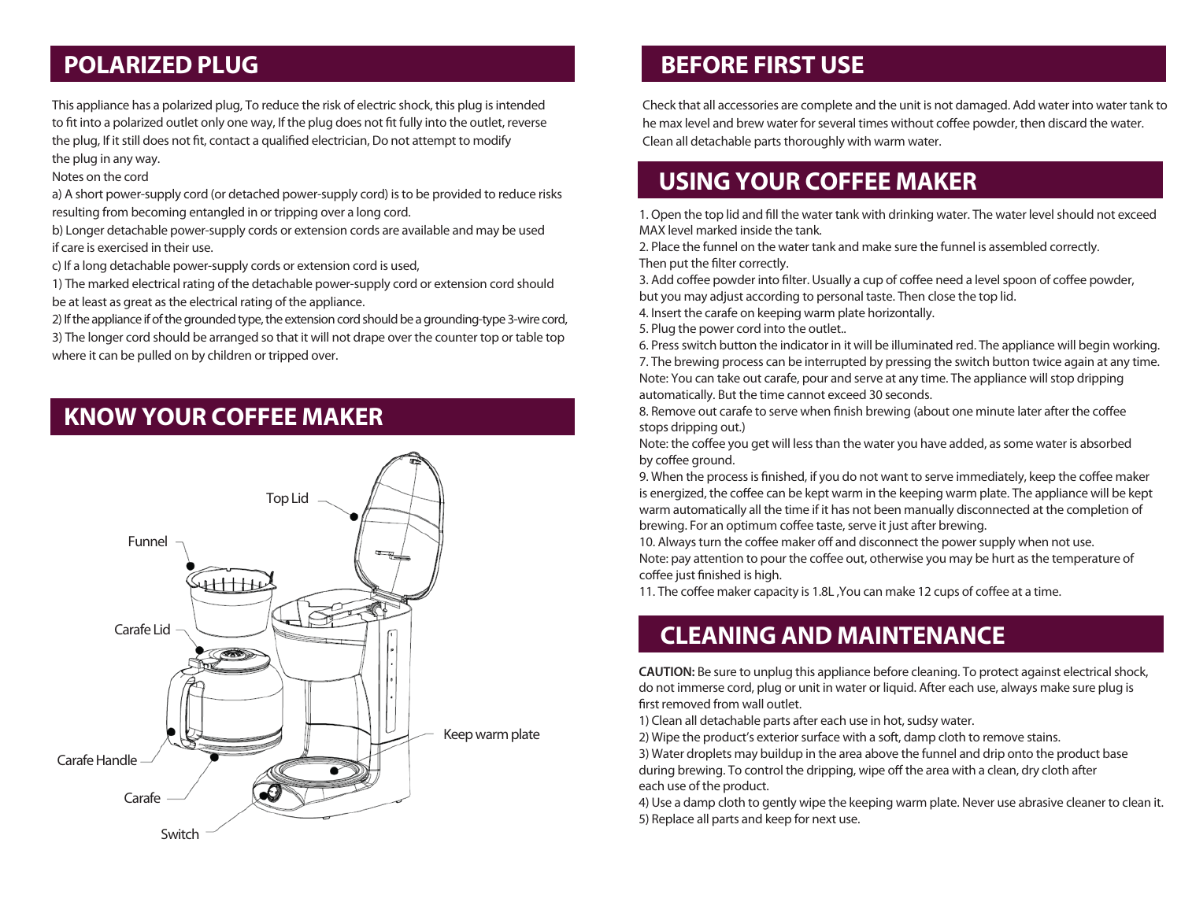## POLARIZED PLUG

This appliance has a polarized plug, To reduce the risk of electric shock, this plug is intended to fit into a polarized outlet only one way, If the plug does not fit fully into the outlet, reverse the plug, If it still does not fit, contact a qualified electrician, Do not attempt to modify the plug in any way.

Notes on the cord

a) A short power-supply cord (or detached power-supply cord) is to be provided to reduce risks resulting from becoming entangled in or tripping over a long cord.

b) Longer detachable power-supply cords or extension cords are available and may be used if care is exercised in their use.

c) If a long detachable power-supply cords or extension cord is used,

1) The marked electrical rating of the detachable power-supply cord or extension cord should be at least as great as the electrical rating of the appliance.

2) If the appliance if of the grounded type, the extension cord should be a grounding-type 3-wire cord,

3) The longer cord should be arranged so that it will not drape over the counter top or table top where it can be pulled on by children or tripped over.

## KNOW YOUR COFFEE MAKER

Top Lid
Funnel
Carafe Lid
Carafe Handle
Carafe
Switch
Keep warm plate

## BEFORE FIRST USE

Check that all accessories are complete and the unit is not damaged. Add water into water tank to he max level and brew water for several times without coffee powder, then discard the water. Clean all detachable parts thoroughly with warm water.

## USING YOUR COFFEE MAKER

1. Open the top lid and fill the water tank with drinking water. The water level should not exceed MAX level marked inside the tank.
2. Place the funnel on the water tank and make sure the funnel is assembled correctly. Then put the filter correctly.
3. Add coffee powder into filter. Usually a cup of coffee need a level spoon of coffee powder, but you may adjust according to personal taste. Then close the top lid.
4. Insert the carafe on keeping warm plate horizontally.
5. Plug the power cord into the outlet..
6. Press switch button the indicator in it will be illuminated red. The appliance will begin working.
7. The brewing process can be interrupted by pressing the switch button twice again at any time.
Note: You can take out carafe, pour and serve at any time. The appliance will stop dripping automatically. But the time cannot exceed 30 seconds.
8. Remove out carafe to serve when finish brewing (about one minute later after the coffee stops dripping out.)
Note: the coffee you get will less than the water you have added, as some water is absorbed by coffee ground.
9. When the process is finished, if you do not want to serve immediately, keep the coffee maker is energized, the coffee can be kept warm in the keeping warm plate. The appliance will be kept warm automatically all the time if it has not been manually disconnected at the completion of brewing. For an optimum coffee taste, serve it just after brewing.
10. Always turn the coffee maker off and disconnect the power supply when not use.
Note: pay attention to pour the coffee out, otherwise you may be hurt as the temperature of coffee just finished is high.
11. The coffee maker capacity is 1.8L ,You can make 12 cups of coffee at a time.

## CLEANING AND MAINTENANCE

**CAUTION:** Be sure to unplug this appliance before cleaning. To protect against electrical shock, do not immerse cord, plug or unit in water or liquid. After each use, always make sure plug is first removed from wall outlet.

1) Clean all detachable parts after each use in hot, sudsy water.

2) Wipe the product's exterior surface with a soft, damp cloth to remove stains.

3) Water droplets may buildup in the area above the funnel and drip onto the product base during brewing. To control the dripping, wipe off the area with a clean, dry cloth after each use of the product.

4) Use a damp cloth to gently wipe the keeping warm plate. Never use abrasive cleaner to clean it.

5) Replace all parts and keep for next use.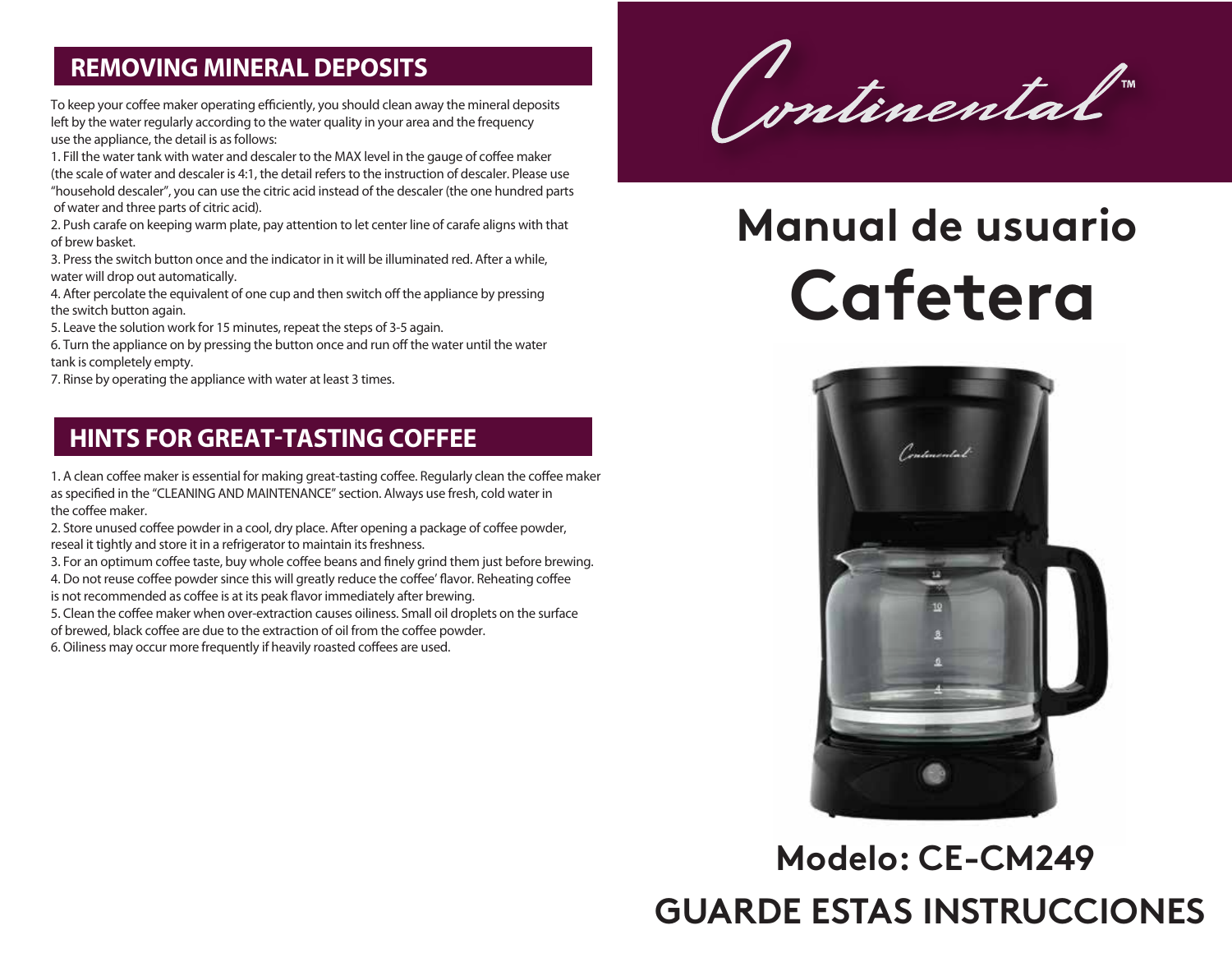## REMOVING MINERAL DEPOSITS

To keep your coffee maker operating efficiently, you should clean away the mineral deposits left by the water regularly according to the water quality in your area and the frequency use the appliance, the detail is as follows:

1. Fill the water tank with water and descaler to the MAX level in the gauge of coffee maker (the scale of water and descaler is 4:1, the detail refers to the instruction of descaler. Please use "household descaler", you can use the citric acid instead of the descaler (the one hundred parts of water and three parts of citric acid).
2. Push carafe on keeping warm plate, pay attention to let center line of carafe aligns with that of brew basket.
3. Press the switch button once and the indicator in it will be illuminated red. After a while, water will drop out automatically.
4. After percolate the equivalent of one cup and then switch off the appliance by pressing the switch button again.
5. Leave the solution work for 15 minutes, repeat the steps of 3-5 again.
6. Turn the appliance on by pressing the button once and run off the water until the water tank is completely empty.
7. Rinse by operating the appliance with water at least 3 times.

## HINTS FOR GREAT-TASTING COFFEE

1. A clean coffee maker is essential for making great-tasting coffee. Regularly clean the coffee maker as specified in the "CLEANING AND MAINTENANCE" section. Always use fresh, cold water in the coffee maker.
2. Store unused coffee powder in a cool, dry place. After opening a package of coffee powder, reseal it tightly and store it in a refrigerator to maintain its freshness.
3. For an optimum coffee taste, buy whole coffee beans and finely grind them just before brewing.
4. Do not reuse coffee powder since this will greatly reduce the coffee' flavor. Reheating coffee is not recommended as coffee is at its peak flavor immediately after brewing.
5. Clean the coffee maker when over-extraction causes oiliness. Small oil droplets on the surface of brewed, black coffee are due to the extraction of oil from the coffee powder.
6. Oiliness may occur more frequently if heavily roasted coffees are used.

Continental™

# Manual de usuario

# Cafetera

## Modelo: CE-CM249

## GUARDE ESTAS INSTRUCCIONES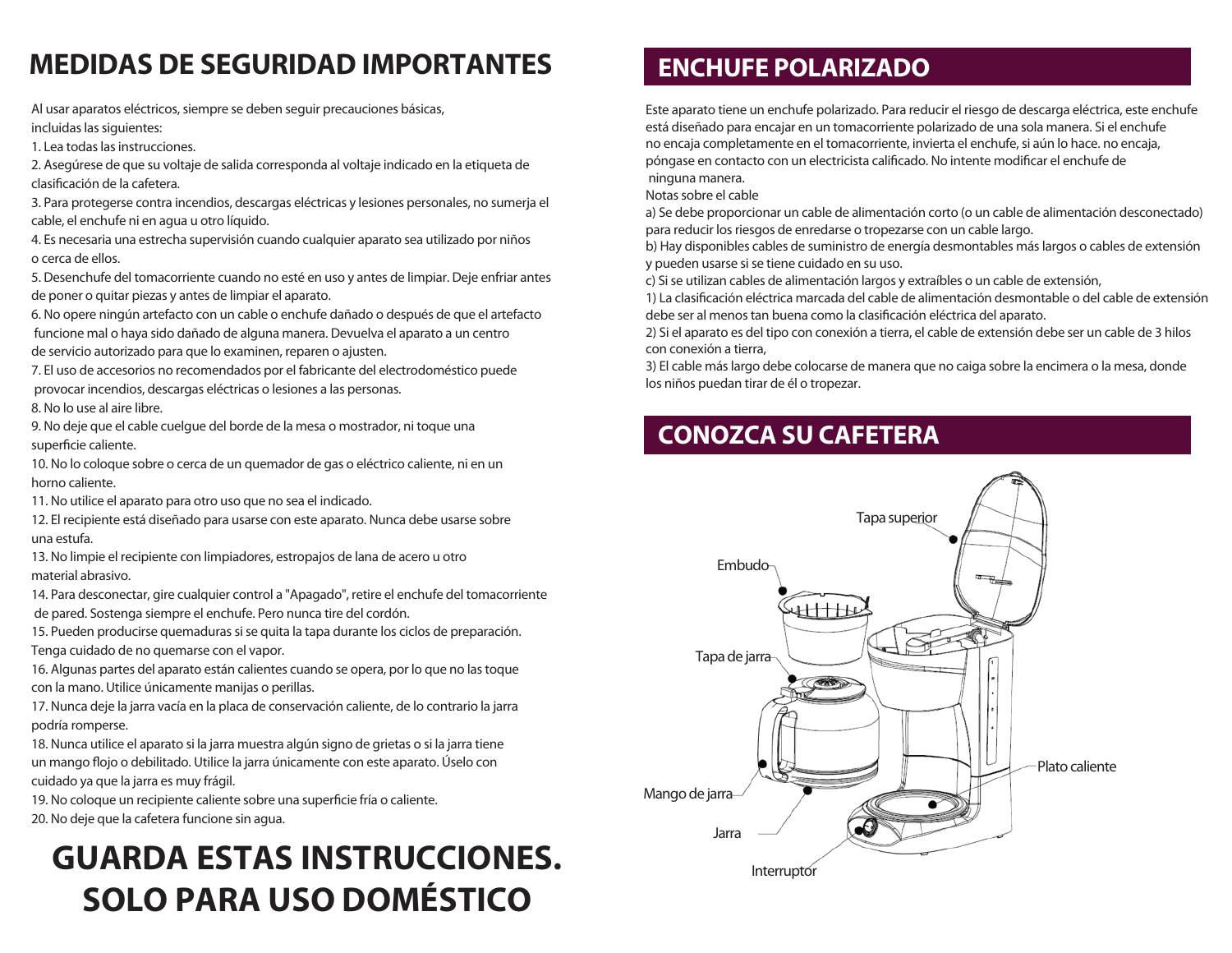# MEDIDAS DE SEGURIDAD IMPORTANTES

Al usar aparatos eléctricos, siempre se deben seguir precauciones básicas, incluidas las siguientes:

1. Lea todas las instrucciones.
2. Asegúrese de que su voltaje de salida corresponda al voltaje indicado en la etiqueta de clasificación de la cafetera.
3. Para protegerse contra incendios, descargas eléctricas y lesiones personales, no sumerja el cable, el enchufe ni en agua u otro líquido.
4. Es necesaria una estrecha supervisión cuando cualquier aparato sea utilizado por niños o cerca de ellos.
5. Desenchufe del tomacorriente cuando no esté en uso y antes de limpiar. Deje enfriar antes de poner o quitar piezas y antes de limpiar el aparato.
6. No opere ningún artefacto con un cable o enchufe dañado o después de que el artefacto funcione mal o haya sido dañado de alguna manera. Devuelva el aparato a un centro de servicio autorizado para que lo examinen, reparen o ajusten.
7. El uso de accesorios no recomendados por el fabricante del electrodoméstico puede provocar incendios, descargas eléctricas o lesiones a las personas.
8. No lo use al aire libre.
9. No deje que el cable cuelgue del borde de la mesa o mostrador, ni toque una superficie caliente.
10. No lo coloque sobre o cerca de un quemador de gas o eléctrico caliente, ni en un horno caliente.
11. No utilice el aparato para otro uso que no sea el indicado.
12. El recipiente está diseñado para usarse con este aparato. Nunca debe usarse sobre una estufa.
13. No limpie el recipiente con limpiadores, estropajos de lana de acero u otro material abrasivo.
14. Para desconectar, gire cualquier control a "Apagado", retire el enchufe del tomacorriente de pared. Sostenga siempre el enchufe. Pero nunca tire del cordón.
15. Pueden producirse quemaduras si se quita la tapa durante los ciclos de preparación. Tenga cuidado de no quemarse con el vapor.
16. Algunas partes del aparato están calientes cuando se opera, por lo que no las toque con la mano. Utilice únicamente manijas o perillas.
17. Nunca deje la jarra vacía en la placa de conservación caliente, de lo contrario la jarra podría romperse.
18. Nunca utilice el aparato si la jarra muestra algún signo de grietas o si la jarra tiene un mango flojo o debilitado. Utilice la jarra únicamente con este aparato. Úselo con cuidado ya que la jarra es muy frágil.
19. No coloque un recipiente caliente sobre una superficie fría o caliente.
20. No deje que la cafetera funcione sin agua.

## GUARDA ESTAS INSTRUCCIONES.
## SOLO PARA USO DOMÉSTICO

# ENCHUFE POLARIZADO

Este aparato tiene un enchufe polarizado. Para reducir el riesgo de descarga eléctrica, este enchufe está diseñado para encajar en un tomacorriente polarizado de una sola manera. Si el enchufe no encaja completamente en el tomacorriente, invierta el enchufe, si aún lo hace. no encaja, póngase en contacto con un electricista calificado. No intente modificar el enchufe de ninguna manera.

Notas sobre el cable

a) Se debe proporcionar un cable de alimentación corto (o un cable de alimentación desconectado) para reducir los riesgos de enredarse o tropezarse con un cable largo.

b) Hay disponibles cables de suministro de energía desmontables más largos o cables de extensión y pueden usarse si se tiene cuidado en su uso.

c) Si se utilizan cables de alimentación largos y extraíbles o un cable de extensión,

1) La clasificación eléctrica marcada del cable de alimentación desmontable o del cable de extensión debe ser al menos tan buena como la clasificación eléctrica del aparato.

2) Si el aparato es del tipo con conexión a tierra, el cable de extensión debe ser un cable de 3 hilos con conexión a tierra,

3) El cable más largo debe colocarse de manera que no caiga sobre la encimera o la mesa, donde los niños puedan tirar de él o tropezar.

# CONOZCA SU CAFETERA

Tapa superior
Embudo
Tapa de jarra
Plato caliente
Mango de jarra
Jarra
Interruptor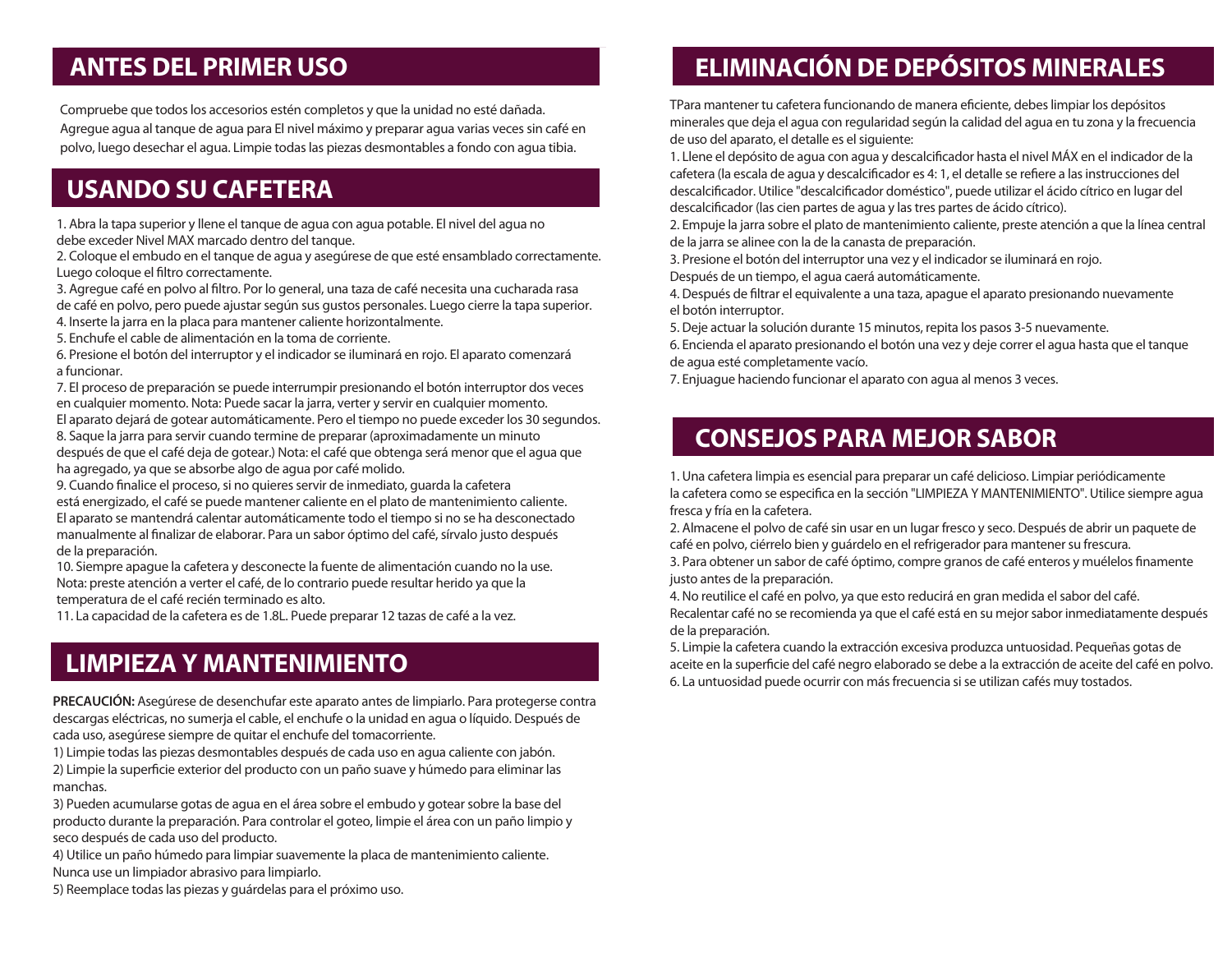## ANTES DEL PRIMER USO

Compruebe que todos los accesorios estén completos y que la unidad no esté dañada.
Agregue agua al tanque de agua para El nivel máximo y preparar agua varias veces sin café en polvo, luego desechar el agua. Limpie todas las piezas desmontables a fondo con agua tibia.

## USANDO SU CAFETERA

1. Abra la tapa superior y llene el tanque de agua con agua potable. El nivel del agua no debe exceder Nivel MAX marcado dentro del tanque.
2. Coloque el embudo en el tanque de agua y asegúrese de que esté ensamblado correctamente. Luego coloque el filtro correctamente.
3. Agregue café en polvo al filtro. Por lo general, una taza de café necesita una cucharada rasa de café en polvo, pero puede ajustar según sus gustos personales. Luego cierre la tapa superior.
4. Inserte la jarra en la placa para mantener caliente horizontalmente.
5. Enchufe el cable de alimentación en la toma de corriente.
6. Presione el botón del interruptor y el indicador se iluminará en rojo. El aparato comenzará a funcionar.
7. El proceso de preparación se puede interrumpir presionando el botón interruptor dos veces en cualquier momento. Nota: Puede sacar la jarra, verter y servir en cualquier momento. El aparato dejará de gotear automáticamente. Pero el tiempo no puede exceder los 30 segundos.
8. Saque la jarra para servir cuando termine de preparar (aproximadamente un minuto después de que el café deja de gotear.) Nota: el café que obtenga será menor que el agua que ha agregado, ya que se absorbe algo de agua por café molido.
9. Cuando finalice el proceso, si no quieres servir de inmediato, guarda la cafetera está energizado, el café se puede mantener caliente en el plato de mantenimiento caliente. El aparato se mantendrá calentar automáticamente todo el tiempo si no se ha desconectado manualmente al finalizar de elaborar. Para un sabor óptimo del café, sírvalo justo después de la preparación.
10. Siempre apague la cafetera y desconecte la fuente de alimentación cuando no la use. Nota: preste atención a verter el café, de lo contrario puede resultar herido ya que la temperatura de el café recién terminado es alto.
11. La capacidad de la cafetera es de 1.8L. Puede preparar 12 tazas de café a la vez.

## LIMPIEZA Y MANTENIMIENTO

**PRECAUCIÓN:** Asegúrese de desenchufar este aparato antes de limpiarlo. Para protegerse contra descargas eléctricas, no sumerja el cable, el enchufe o la unidad en agua o líquido. Después de cada uso, asegúrese siempre de quitar el enchufe del tomacorriente.

1) Limpie todas las piezas desmontables después de cada uso en agua caliente con jabón.
2) Limpie la superficie exterior del producto con un paño suave y húmedo para eliminar las manchas.
3) Pueden acumularse gotas de agua en el área sobre el embudo y gotear sobre la base del producto durante la preparación. Para controlar el goteo, limpie el área con un paño limpio y seco después de cada uso del producto.
4) Utilice un paño húmedo para limpiar suavemente la placa de mantenimiento caliente. Nunca use un limpiador abrasivo para limpiarlo.
5) Reemplace todas las piezas y guárdelas para el próximo uso.

## ELIMINACIÓN DE DEPÓSITOS MINERALES

TPara mantener tu cafetera funcionando de manera eficiente, debes limpiar los depósitos minerales que deja el agua con regularidad según la calidad del agua en tu zona y la frecuencia de uso del aparato, el detalle es el siguiente:

1. Llene el depósito de agua con agua y descalcificador hasta el nivel MÁX en el indicador de la cafetera (la escala de agua y descalcificador es 4: 1, el detalle se refiere a las instrucciones del descalcificador. Utilice "descalcificador doméstico", puede utilizar el ácido cítrico en lugar del descalcificador (las cien partes de agua y las tres partes de ácido cítrico).
2. Empuje la jarra sobre el plato de mantenimiento caliente, preste atención a que la línea central de la jarra se alinee con la de la canasta de preparación.
3. Presione el botón del interruptor una vez y el indicador se iluminará en rojo. Después de un tiempo, el agua caerá automáticamente.
4. Después de filtrar el equivalente a una taza, apague el aparato presionando nuevamente el botón interruptor.
5. Deje actuar la solución durante 15 minutos, repita los pasos 3-5 nuevamente.
6. Encienda el aparato presionando el botón una vez y deje correr el agua hasta que el tanque de agua esté completamente vacío.
7. Enjuague haciendo funcionar el aparato con agua al menos 3 veces.

## CONSEJOS PARA MEJOR SABOR

1. Una cafetera limpia es esencial para preparar un café delicioso. Limpiar periódicamente la cafetera como se especifica en la sección "LIMPIEZA Y MANTENIMIENTO". Utilice siempre agua fresca y fría en la cafetera.
2. Almacene el polvo de café sin usar en un lugar fresco y seco. Después de abrir un paquete de café en polvo, ciérrelo bien y guárdelo en el refrigerador para mantener su frescura.
3. Para obtener un sabor de café óptimo, compre granos de café enteros y muélelos finamente justo antes de la preparación.
4. No reutilice el café en polvo, ya que esto reducirá en gran medida el sabor del café. Recalentar café no se recomienda ya que el café está en su mejor sabor inmediatamente después de la preparación.
5. Limpie la cafetera cuando la extracción excesiva produzca untuosidad. Pequeñas gotas de aceite en la superficie del café negro elaborado se debe a la extracción de aceite del café en polvo.
6. La untuosidad puede ocurrir con más frecuencia si se utilizan cafés muy tostados.